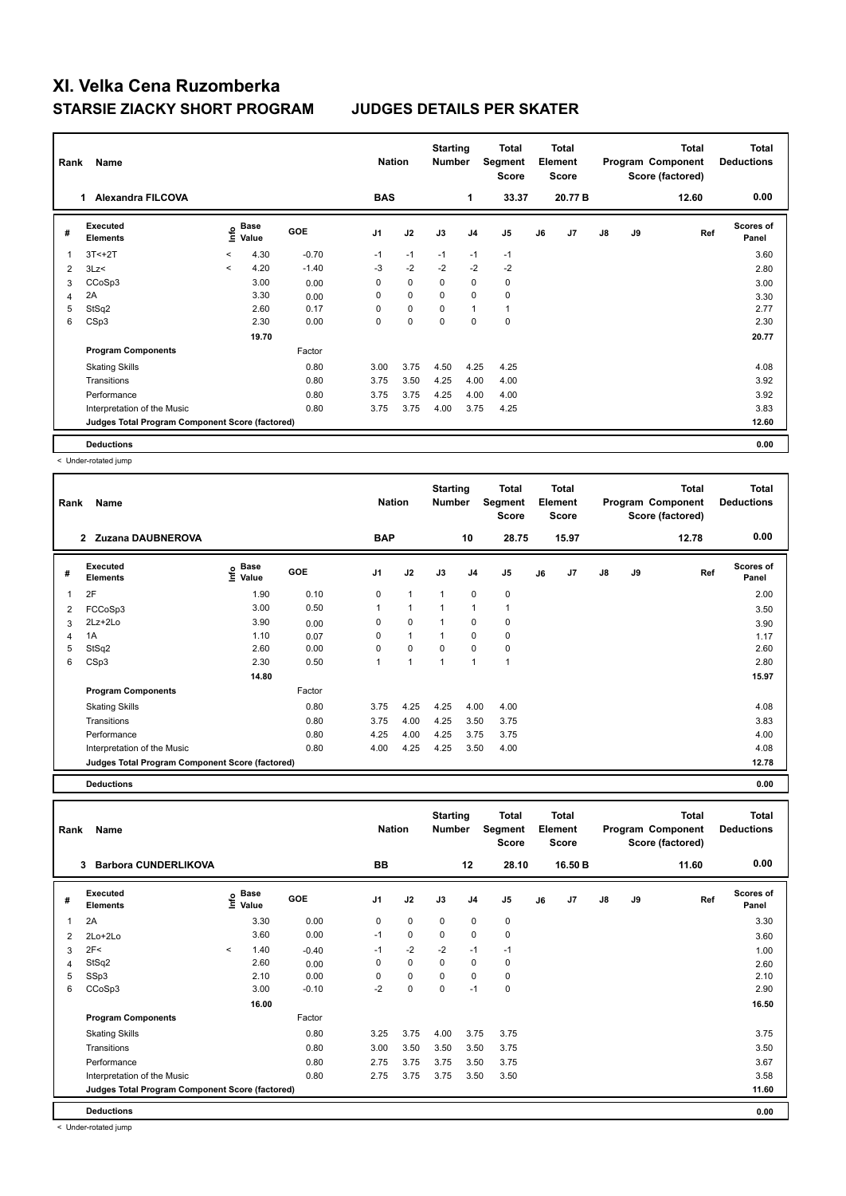# XI. Velka Cena Ruzomberka

## STARSIE ZIACKY SHORT PROGRAM JUDGES DETAILS PER SKATER

| Rank | Name | Nation | Starting Number | Total Segment Score | Total Element Score | Total Program Component Score (factored) | Total Deductions |
|---|---|---|---|---|---|---|---|
| 1 | Alexandra FILCOVA | BAS | 1 | 33.37 | 20.77 B | 12.60 | 0.00 |

| # | Executed Elements | Info | Base Value | GOE | J1 | J2 | J3 | J4 | J5 | J6 | J7 | J8 | J9 | Ref | Scores of Panel |
|---|---|---|---|---|---|---|---|---|---|---|---|---|---|---|---|
| 1 | 3T<+2T | < | 4.30 | -0.70 | -1 | -1 | -1 | -1 | -1 | | | | | | 3.60 |
| 2 | 3Lz< | < | 4.20 | -1.40 | -3 | -2 | -2 | -2 | -2 | | | | | | 2.80 |
| 3 | CCoSp3 | | 3.00 | 0.00 | 0 | 0 | 0 | 0 | 0 | | | | | | 3.00 |
| 4 | 2A | | 3.30 | 0.00 | 0 | 0 | 0 | 0 | 0 | | | | | | 3.30 |
| 5 | StSq2 | | 2.60 | 0.17 | 0 | 0 | 0 | 1 | 1 | | | | | | 2.77 |
| 6 | CSp3 | | 2.30 | 0.00 | 0 | 0 | 0 | 0 | 0 | | | | | | 2.30 |
| | | | 19.70 | | | | | | | | | | | | 20.77 |
| | **Program Components** | | | Factor | | | | | | | | | | | |
| | Skating Skills | | | 0.80 | 3.00 | 3.75 | 4.50 | 4.25 | 4.25 | | | | | | 4.08 |
| | Transitions | | | 0.80 | 3.75 | 3.50 | 4.25 | 4.00 | 4.00 | | | | | | 3.92 |
| | Performance | | | 0.80 | 3.75 | 3.75 | 4.25 | 4.00 | 4.00 | | | | | | 3.92 |
| | Interpretation of the Music | | | 0.80 | 3.75 | 3.75 | 4.00 | 3.75 | 4.25 | | | | | | 3.83 |
| | **Judges Total Program Component Score (factored)** | | | | | | | | | | | | | | 12.60 |
| | **Deductions** | | | | | | | | | | | | | | 0.00 |

< Under-rotated jump

| Rank | Name | Nation | Starting Number | Total Segment Score | Total Element Score | Total Program Component Score (factored) | Total Deductions |
|---|---|---|---|---|---|---|---|
| 2 | Zuzana DAUBNEROVA | BAP | 10 | 28.75 | 15.97 | 12.78 | 0.00 |

| # | Executed Elements | Info | Base Value | GOE | J1 | J2 | J3 | J4 | J5 | J6 | J7 | J8 | J9 | Ref | Scores of Panel |
|---|---|---|---|---|---|---|---|---|---|---|---|---|---|---|---|
| 1 | 2F | | 1.90 | 0.10 | 0 | 1 | 1 | 0 | 0 | | | | | | 2.00 |
| 2 | FCCoSp3 | | 3.00 | 0.50 | 1 | 1 | 1 | 1 | 1 | | | | | | 3.50 |
| 3 | 2Lz+2Lo | | 3.90 | 0.00 | 0 | 0 | 1 | 0 | 0 | | | | | | 3.90 |
| 4 | 1A | | 1.10 | 0.07 | 0 | 1 | 1 | 0 | 0 | | | | | | 1.17 |
| 5 | StSq2 | | 2.60 | 0.00 | 0 | 0 | 0 | 0 | 0 | | | | | | 2.60 |
| 6 | CSp3 | | 2.30 | 0.50 | 1 | 1 | 1 | 1 | 1 | | | | | | 2.80 |
| | | | 14.80 | | | | | | | | | | | | 15.97 |
| | **Program Components** | | | Factor | | | | | | | | | | | |
| | Skating Skills | | | 0.80 | 3.75 | 4.25 | 4.25 | 4.00 | 4.00 | | | | | | 4.08 |
| | Transitions | | | 0.80 | 3.75 | 4.00 | 4.25 | 3.50 | 3.75 | | | | | | 3.83 |
| | Performance | | | 0.80 | 4.25 | 4.00 | 4.25 | 3.75 | 3.75 | | | | | | 4.00 |
| | Interpretation of the Music | | | 0.80 | 4.00 | 4.25 | 4.25 | 3.50 | 4.00 | | | | | | 4.08 |
| | **Judges Total Program Component Score (factored)** | | | | | | | | | | | | | | 12.78 |
| | **Deductions** | | | | | | | | | | | | | | 0.00 |

| Rank | Name | Nation | Starting Number | Total Segment Score | Total Element Score | Total Program Component Score (factored) | Total Deductions |
|---|---|---|---|---|---|---|---|
| 3 | Barbora CUNDERLIKOVA | BB | 12 | 28.10 | 16.50 B | 11.60 | 0.00 |

| # | Executed Elements | Info | Base Value | GOE | J1 | J2 | J3 | J4 | J5 | J6 | J7 | J8 | J9 | Ref | Scores of Panel |
|---|---|---|---|---|---|---|---|---|---|---|---|---|---|---|---|
| 1 | 2A | | 3.30 | 0.00 | 0 | 0 | 0 | 0 | 0 | | | | | | 3.30 |
| 2 | 2Lo+2Lo | | 3.60 | 0.00 | -1 | 0 | 0 | 0 | 0 | | | | | | 3.60 |
| 3 | 2F< | < | 1.40 | -0.40 | -1 | -2 | -2 | -1 | -1 | | | | | | 1.00 |
| 4 | StSq2 | | 2.60 | 0.00 | 0 | 0 | 0 | 0 | 0 | | | | | | 2.60 |
| 5 | SSp3 | | 2.10 | 0.00 | 0 | 0 | 0 | 0 | 0 | | | | | | 2.10 |
| 6 | CCoSp3 | | 3.00 | -0.10 | -2 | 0 | 0 | -1 | 0 | | | | | | 2.90 |
| | | | 16.00 | | | | | | | | | | | | 16.50 |
| | **Program Components** | | | Factor | | | | | | | | | | | |
| | Skating Skills | | | 0.80 | 3.25 | 3.75 | 4.00 | 3.75 | 3.75 | | | | | | 3.75 |
| | Transitions | | | 0.80 | 3.00 | 3.50 | 3.50 | 3.50 | 3.75 | | | | | | 3.50 |
| | Performance | | | 0.80 | 2.75 | 3.75 | 3.75 | 3.50 | 3.75 | | | | | | 3.67 |
| | Interpretation of the Music | | | 0.80 | 2.75 | 3.75 | 3.75 | 3.50 | 3.50 | | | | | | 3.58 |
| | **Judges Total Program Component Score (factored)** | | | | | | | | | | | | | | 11.60 |
| | **Deductions** | | | | | | | | | | | | | | 0.00 |

< Under-rotated jump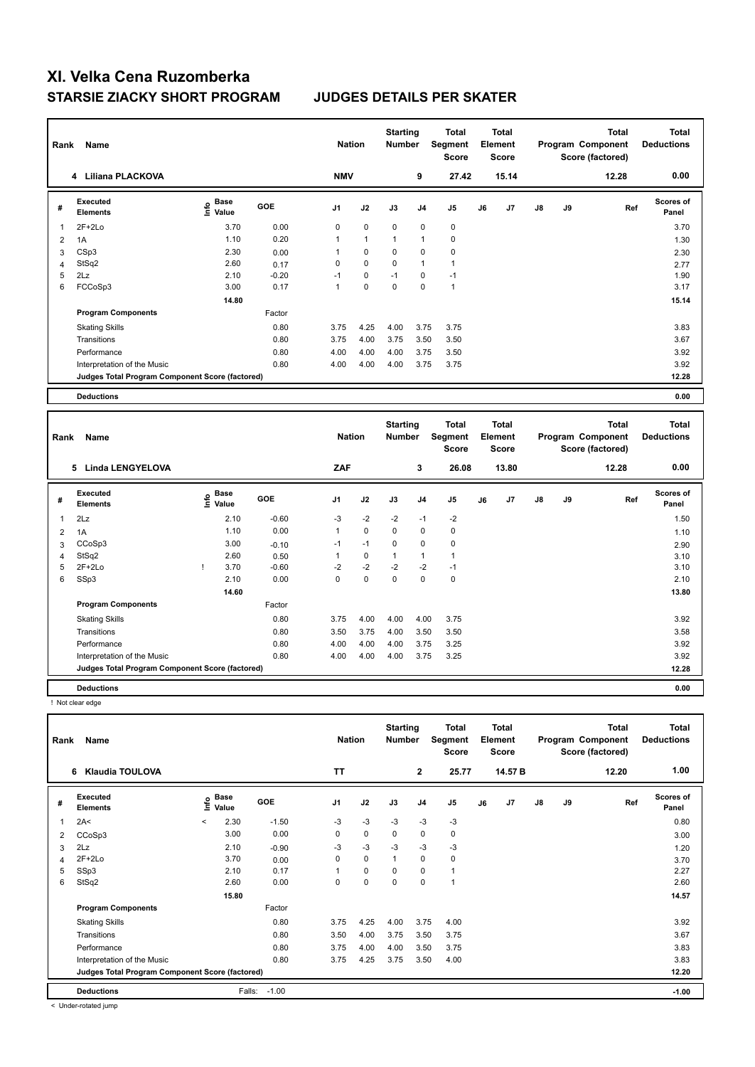# XI. Velka Cena Ruzomberka

## STARSIE ZIACKY SHORT PROGRAM — JUDGES DETAILS PER SKATER

| Rank | Name | Nation | Starting Number | Total Segment Score | Total Element Score | Total Program Component Score (factored) | Total Deductions |
|---|---|---|---|---|---|---|---|
| 4 | Liliana PLACKOVA | NMV | 9 | 27.42 | 15.14 | 12.28 | 0.00 |

| # | Executed Elements | Info | Base Value | GOE | J1 | J2 | J3 | J4 | J5 | J6 | J7 | J8 | J9 | Ref | Scores of Panel |
|---|---|---|---|---|---|---|---|---|---|---|---|---|---|---|---|
| 1 | 2F+2Lo | | 3.70 | 0.00 | 0 | 0 | 0 | 0 | 0 | | | | | | 3.70 |
| 2 | 1A | | 1.10 | 0.20 | 1 | 1 | 1 | 1 | 0 | | | | | | 1.30 |
| 3 | CSp3 | | 2.30 | 0.00 | 1 | 0 | 0 | 0 | 0 | | | | | | 2.30 |
| 4 | StSq2 | | 2.60 | 0.17 | 0 | 0 | 0 | 1 | 1 | | | | | | 2.77 |
| 5 | 2Lz | | 2.10 | -0.20 | -1 | 0 | -1 | 0 | -1 | | | | | | 1.90 |
| 6 | FCCoSp3 | | 3.00 | 0.17 | 1 | 0 | 0 | 0 | 1 | | | | | | 3.17 |
| | | | 14.80 | | | | | | | | | | | | 15.14 |
| | **Program Components** | | | Factor | | | | | | | | | | | |
| | Skating Skills | | | 0.80 | 3.75 | 4.25 | 4.00 | 3.75 | 3.75 | | | | | | 3.83 |
| | Transitions | | | 0.80 | 3.75 | 4.00 | 3.75 | 3.50 | 3.50 | | | | | | 3.67 |
| | Performance | | | 0.80 | 4.00 | 4.00 | 4.00 | 3.75 | 3.50 | | | | | | 3.92 |
| | Interpretation of the Music | | | 0.80 | 4.00 | 4.00 | 4.00 | 3.75 | 3.75 | | | | | | 3.92 |
| | **Judges Total Program Component Score (factored)** | | | | | | | | | | | | | | 12.28 |
| | **Deductions** | | | | | | | | | | | | | | 0.00 |

| Rank | Name | Nation | Starting Number | Total Segment Score | Total Element Score | Total Program Component Score (factored) | Total Deductions |
|---|---|---|---|---|---|---|---|
| 5 | Linda LENGYELOVA | ZAF | 3 | 26.08 | 13.80 | 12.28 | 0.00 |

| # | Executed Elements | Info | Base Value | GOE | J1 | J2 | J3 | J4 | J5 | J6 | J7 | J8 | J9 | Ref | Scores of Panel |
|---|---|---|---|---|---|---|---|---|---|---|---|---|---|---|---|
| 1 | 2Lz | | 2.10 | -0.60 | -3 | -2 | -2 | -1 | -2 | | | | | | 1.50 |
| 2 | 1A | | 1.10 | 0.00 | 1 | 0 | 0 | 0 | 0 | | | | | | 1.10 |
| 3 | CCoSp3 | | 3.00 | -0.10 | -1 | -1 | 0 | 0 | 0 | | | | | | 2.90 |
| 4 | StSq2 | | 2.60 | 0.50 | 1 | 0 | 1 | 1 | 1 | | | | | | 3.10 |
| 5 | 2F+2Lo | ! | 3.70 | -0.60 | -2 | -2 | -2 | -2 | -1 | | | | | | 3.10 |
| 6 | SSp3 | | 2.10 | 0.00 | 0 | 0 | 0 | 0 | 0 | | | | | | 2.10 |
| | | | 14.60 | | | | | | | | | | | | 13.80 |
| | **Program Components** | | | Factor | | | | | | | | | | | |
| | Skating Skills | | | 0.80 | 3.75 | 4.00 | 4.00 | 4.00 | 3.75 | | | | | | 3.92 |
| | Transitions | | | 0.80 | 3.50 | 3.75 | 4.00 | 3.50 | 3.50 | | | | | | 3.58 |
| | Performance | | | 0.80 | 4.00 | 4.00 | 4.00 | 3.75 | 3.25 | | | | | | 3.92 |
| | Interpretation of the Music | | | 0.80 | 4.00 | 4.00 | 4.00 | 3.75 | 3.25 | | | | | | 3.92 |
| | **Judges Total Program Component Score (factored)** | | | | | | | | | | | | | | 12.28 |
| | **Deductions** | | | | | | | | | | | | | | 0.00 |

! Not clear edge

| Rank | Name | Nation | Starting Number | Total Segment Score | Total Element Score | Total Program Component Score (factored) | Total Deductions |
|---|---|---|---|---|---|---|---|
| 6 | Klaudia TOULOVA | TT | 2 | 25.77 | 14.57 B | 12.20 | 1.00 |

| # | Executed Elements | Info | Base Value | GOE | J1 | J2 | J3 | J4 | J5 | J6 | J7 | J8 | J9 | Ref | Scores of Panel |
|---|---|---|---|---|---|---|---|---|---|---|---|---|---|---|---|
| 1 | 2A< | < | 2.30 | -1.50 | -3 | -3 | -3 | -3 | -3 | | | | | | 0.80 |
| 2 | CCoSp3 | | 3.00 | 0.00 | 0 | 0 | 0 | 0 | 0 | | | | | | 3.00 |
| 3 | 2Lz | | 2.10 | -0.90 | -3 | -3 | -3 | -3 | -3 | | | | | | 1.20 |
| 4 | 2F+2Lo | | 3.70 | 0.00 | 0 | 0 | 1 | 0 | 0 | | | | | | 3.70 |
| 5 | SSp3 | | 2.10 | 0.17 | 1 | 0 | 0 | 0 | 1 | | | | | | 2.27 |
| 6 | StSq2 | | 2.60 | 0.00 | 0 | 0 | 0 | 0 | 1 | | | | | | 2.60 |
| | | | 15.80 | | | | | | | | | | | | 14.57 |
| | **Program Components** | | | Factor | | | | | | | | | | | |
| | Skating Skills | | | 0.80 | 3.75 | 4.25 | 4.00 | 3.75 | 4.00 | | | | | | 3.92 |
| | Transitions | | | 0.80 | 3.50 | 4.00 | 3.75 | 3.50 | 3.75 | | | | | | 3.67 |
| | Performance | | | 0.80 | 3.75 | 4.00 | 4.00 | 3.50 | 3.75 | | | | | | 3.83 |
| | Interpretation of the Music | | | 0.80 | 3.75 | 4.25 | 3.75 | 3.50 | 4.00 | | | | | | 3.83 |
| | **Judges Total Program Component Score (factored)** | | | | | | | | | | | | | | 12.20 |
| | **Deductions** | | Falls: | -1.00 | | | | | | | | | | | -1.00 |

< Under-rotated jump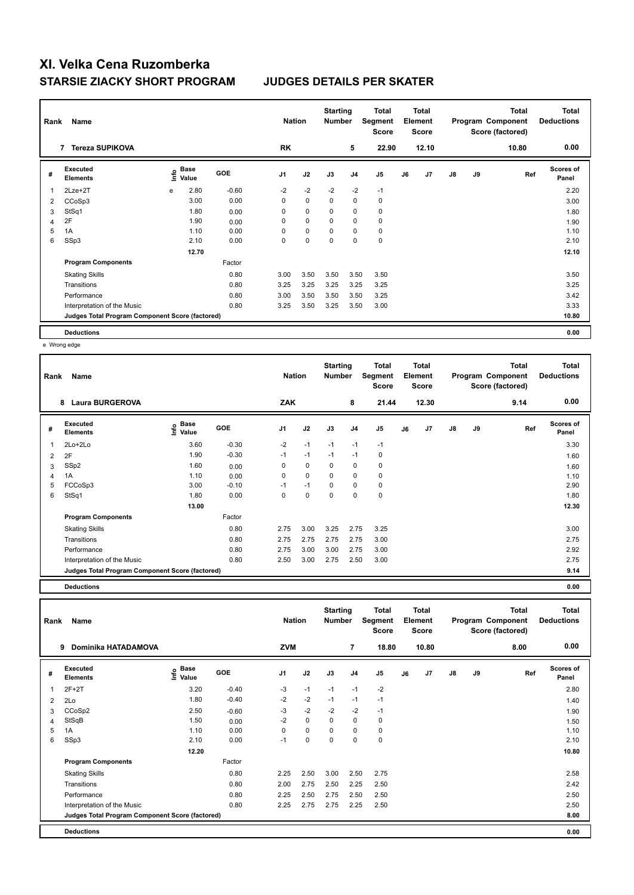# XI. Velka Cena Ruzomberka

## STARSIE ZIACKY SHORT PROGRAM JUDGES DETAILS PER SKATER

| Rank | Name | Nation | Starting Number | Total Segment Score | Total Element Score | Total Program Component Score (factored) | Total Deductions |
|---|---|---|---|---|---|---|---|
| 7 | Tereza SUPIKOVA | RK | 5 | 22.90 | 12.10 | 10.80 | 0.00 |

| # | Executed Elements | Info | Base Value | GOE | J1 | J2 | J3 | J4 | J5 | J6 | J7 | J8 | J9 | Ref | Scores of Panel |
|---|---|---|---|---|---|---|---|---|---|---|---|---|---|---|---|
| 1 | 2Lze+2T | e | 2.80 | -0.60 | -2 | -2 | -2 | -2 | -1 | | | | | | 2.20 |
| 2 | CCoSp3 | | 3.00 | 0.00 | 0 | 0 | 0 | 0 | 0 | | | | | | 3.00 |
| 3 | StSq1 | | 1.80 | 0.00 | 0 | 0 | 0 | 0 | 0 | | | | | | 1.80 |
| 4 | 2F | | 1.90 | 0.00 | 0 | 0 | 0 | 0 | 0 | | | | | | 1.90 |
| 5 | 1A | | 1.10 | 0.00 | 0 | 0 | 0 | 0 | 0 | | | | | | 1.10 |
| 6 | SSp3 | | 2.10 | 0.00 | 0 | 0 | 0 | 0 | 0 | | | | | | 2.10 |
| | | | 12.70 | | | | | | | | | | | | 12.10 |
| | **Program Components** | | | Factor | | | | | | | | | | | |
| | Skating Skills | | | 0.80 | 3.00 | 3.50 | 3.50 | 3.50 | 3.50 | | | | | | 3.50 |
| | Transitions | | | 0.80 | 3.25 | 3.25 | 3.25 | 3.25 | 3.25 | | | | | | 3.25 |
| | Performance | | | 0.80 | 3.00 | 3.50 | 3.50 | 3.50 | 3.25 | | | | | | 3.42 |
| | Interpretation of the Music | | | 0.80 | 3.25 | 3.50 | 3.25 | 3.50 | 3.00 | | | | | | 3.33 |
| | **Judges Total Program Component Score (factored)** | | | | | | | | | | | | | | 10.80 |
| | **Deductions** | | | | | | | | | | | | | | 0.00 |

e Wrong edge

| Rank | Name | Nation | Starting Number | Total Segment Score | Total Element Score | Total Program Component Score (factored) | Total Deductions |
|---|---|---|---|---|---|---|---|
| 8 | Laura BURGEROVA | ZAK | 8 | 21.44 | 12.30 | 9.14 | 0.00 |

| # | Executed Elements | Info | Base Value | GOE | J1 | J2 | J3 | J4 | J5 | J6 | J7 | J8 | J9 | Ref | Scores of Panel |
|---|---|---|---|---|---|---|---|---|---|---|---|---|---|---|---|
| 1 | 2Lo+2Lo | | 3.60 | -0.30 | -2 | -1 | -1 | -1 | -1 | | | | | | 3.30 |
| 2 | 2F | | 1.90 | -0.30 | -1 | -1 | -1 | -1 | 0 | | | | | | 1.60 |
| 3 | SSp2 | | 1.60 | 0.00 | 0 | 0 | 0 | 0 | 0 | | | | | | 1.60 |
| 4 | 1A | | 1.10 | 0.00 | 0 | 0 | 0 | 0 | 0 | | | | | | 1.10 |
| 5 | FCCoSp3 | | 3.00 | -0.10 | -1 | -1 | 0 | 0 | 0 | | | | | | 2.90 |
| 6 | StSq1 | | 1.80 | 0.00 | 0 | 0 | 0 | 0 | 0 | | | | | | 1.80 |
| | | | 13.00 | | | | | | | | | | | | 12.30 |
| | **Program Components** | | | Factor | | | | | | | | | | | |
| | Skating Skills | | | 0.80 | 2.75 | 3.00 | 3.25 | 2.75 | 3.25 | | | | | | 3.00 |
| | Transitions | | | 0.80 | 2.75 | 2.75 | 2.75 | 2.75 | 3.00 | | | | | | 2.75 |
| | Performance | | | 0.80 | 2.75 | 3.00 | 3.00 | 2.75 | 3.00 | | | | | | 2.92 |
| | Interpretation of the Music | | | 0.80 | 2.50 | 3.00 | 2.75 | 2.50 | 3.00 | | | | | | 2.75 |
| | **Judges Total Program Component Score (factored)** | | | | | | | | | | | | | | 9.14 |
| | **Deductions** | | | | | | | | | | | | | | 0.00 |

| Rank | Name | Nation | Starting Number | Total Segment Score | Total Element Score | Total Program Component Score (factored) | Total Deductions |
|---|---|---|---|---|---|---|---|
| 9 | Dominika HATADAMOVA | ZVM | 7 | 18.80 | 10.80 | 8.00 | 0.00 |

| # | Executed Elements | Info | Base Value | GOE | J1 | J2 | J3 | J4 | J5 | J6 | J7 | J8 | J9 | Ref | Scores of Panel |
|---|---|---|---|---|---|---|---|---|---|---|---|---|---|---|---|
| 1 | 2F+2T | | 3.20 | -0.40 | -3 | -1 | -1 | -1 | -2 | | | | | | 2.80 |
| 2 | 2Lo | | 1.80 | -0.40 | -2 | -2 | -1 | -1 | -1 | | | | | | 1.40 |
| 3 | CCoSp2 | | 2.50 | -0.60 | -3 | -2 | -2 | -2 | -1 | | | | | | 1.90 |
| 4 | StSqB | | 1.50 | 0.00 | -2 | 0 | 0 | 0 | 0 | | | | | | 1.50 |
| 5 | 1A | | 1.10 | 0.00 | 0 | 0 | 0 | 0 | 0 | | | | | | 1.10 |
| 6 | SSp3 | | 2.10 | 0.00 | -1 | 0 | 0 | 0 | 0 | | | | | | 2.10 |
| | | | 12.20 | | | | | | | | | | | | 10.80 |
| | **Program Components** | | | Factor | | | | | | | | | | | |
| | Skating Skills | | | 0.80 | 2.25 | 2.50 | 3.00 | 2.50 | 2.75 | | | | | | 2.58 |
| | Transitions | | | 0.80 | 2.00 | 2.75 | 2.50 | 2.25 | 2.50 | | | | | | 2.42 |
| | Performance | | | 0.80 | 2.25 | 2.50 | 2.75 | 2.50 | 2.50 | | | | | | 2.50 |
| | Interpretation of the Music | | | 0.80 | 2.25 | 2.75 | 2.75 | 2.25 | 2.50 | | | | | | 2.50 |
| | **Judges Total Program Component Score (factored)** | | | | | | | | | | | | | | 8.00 |
| | **Deductions** | | | | | | | | | | | | | | 0.00 |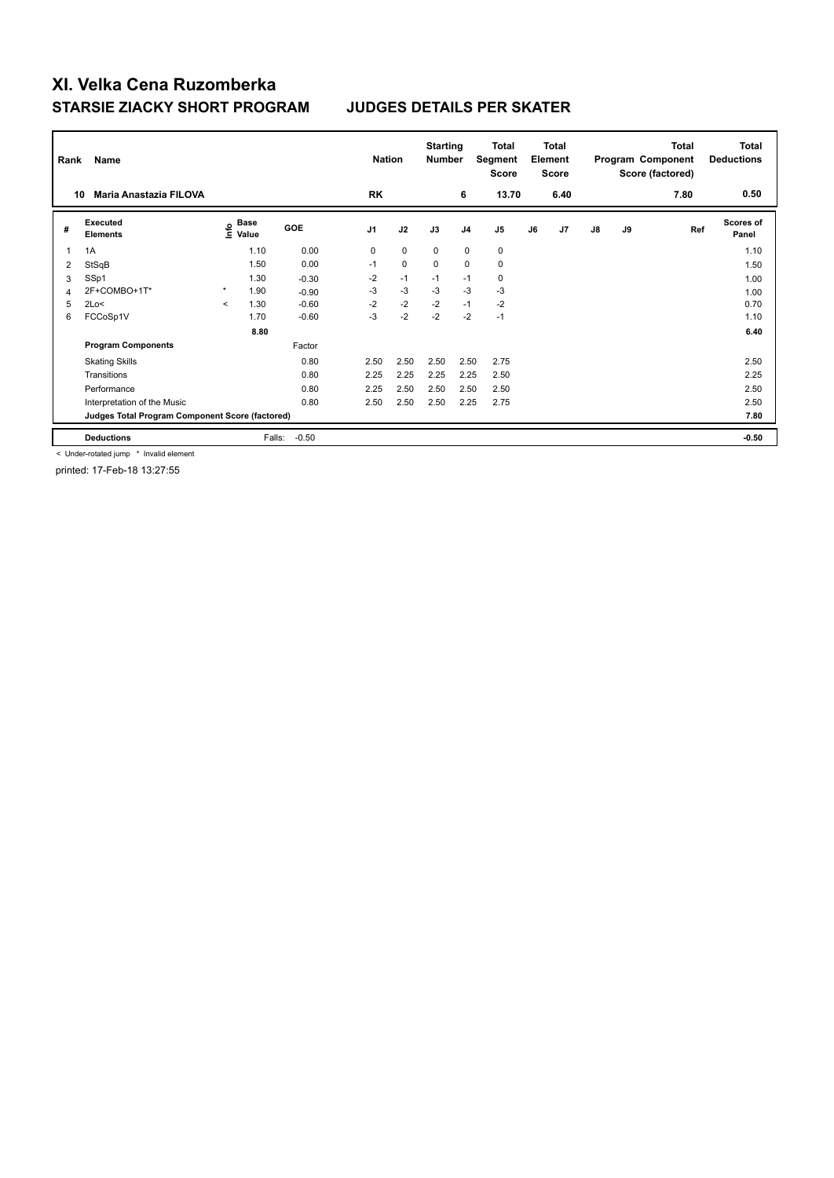# XI. Velka Cena Ruzomberka

## STARSIE ZIACKY SHORT PROGRAM JUDGES DETAILS PER SKATER

| Rank | Name | Nation | Starting Number | Total Segment Score | Total Element Score | Total Program Component Score (factored) | Total Deductions |
|---|---|---|---|---|---|---|---|
| 10 | Maria Anastazia FILOVA | RK | 6 | 13.70 | 6.40 | 7.80 | 0.50 |

| # | Executed Elements | Info | Base Value | GOE | J1 | J2 | J3 | J4 | J5 | J6 | J7 | J8 | J9 | Ref | Scores of Panel |
|---|---|---|---|---|---|---|---|---|---|---|---|---|---|---|---|
| 1 | 1A | | 1.10 | 0.00 | 0 | 0 | 0 | 0 | 0 | | | | | | 1.10 |
| 2 | StSqB | | 1.50 | 0.00 | -1 | 0 | 0 | 0 | 0 | | | | | | 1.50 |
| 3 | SSp1 | | 1.30 | -0.30 | -2 | -1 | -1 | -1 | 0 | | | | | | 1.00 |
| 4 | 2F+COMBO+1T* | * | 1.90 | -0.90 | -3 | -3 | -3 | -3 | -3 | | | | | | 1.00 |
| 5 | 2Lo< | < | 1.30 | -0.60 | -2 | -2 | -2 | -1 | -2 | | | | | | 0.70 |
| 6 | FCCoSp1V | | 1.70 | -0.60 | -3 | -2 | -2 | -2 | -1 | | | | | | 1.10 |
| | | | 8.80 | | | | | | | | | | | | 6.40 |
| | **Program Components** | | | Factor | | | | | | | | | | | |
| | Skating Skills | | | 0.80 | 2.50 | 2.50 | 2.50 | 2.50 | 2.75 | | | | | | 2.50 |
| | Transitions | | | 0.80 | 2.25 | 2.25 | 2.25 | 2.25 | 2.50 | | | | | | 2.25 |
| | Performance | | | 0.80 | 2.25 | 2.50 | 2.50 | 2.50 | 2.50 | | | | | | 2.50 |
| | Interpretation of the Music | | | 0.80 | 2.50 | 2.50 | 2.50 | 2.25 | 2.75 | | | | | | 2.50 |
| | **Judges Total Program Component Score (factored)** | | | | | | | | | | | | | | 7.80 |
| | **Deductions** | | Falls: | -0.50 | | | | | | | | | | | -0.50 |

< Under-rotated jump * Invalid element

printed: 17-Feb-18 13:27:55